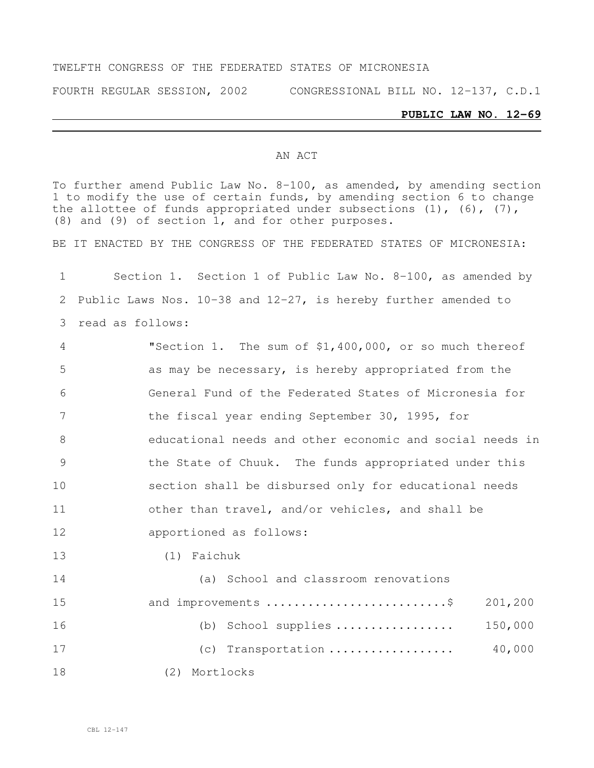TWELFTH CONGRESS OF THE FEDERATED STATES OF MICRONESIA

FOURTH REGULAR SESSION, 2002 CONGRESSIONAL BILL NO. 12-137, C.D.1

**PUBLIC LAW NO. 12-69**

AN ACT

To further amend Public Law No. 8-100, as amended, by amending section 1 to modify the use of certain funds, by amending section 6 to change the allottee of funds appropriated under subsections (1), (6), (7), (8) and (9) of section 1, and for other purposes.

BE IT ENACTED BY THE CONGRESS OF THE FEDERATED STATES OF MICRONESIA:

1 Section 1. Section 1 of Public Law No. 8-100, as amended by
2 Public Laws Nos. 10-38 and 12-27, is hereby further amended to
3 read as follows:

4 "Section 1. The sum of $1,400,000, or so much thereof
5 as may be necessary, is hereby appropriated from the
6 General Fund of the Federated States of Micronesia for
7 the fiscal year ending September 30, 1995, for
8 educational needs and other economic and social needs in
9 the State of Chuuk. The funds appropriated under this
10 section shall be disbursed only for educational needs
11 other than travel, and/or vehicles, and shall be
12 apportioned as follows:

13 (1) Faichuk

14 (a) School and classroom renovations
15 and improvements ..........................$ 201,200

16 (b) School supplies ................. 150,000

17 (c) Transportation .................. 40,000

18 (2) Mortlocks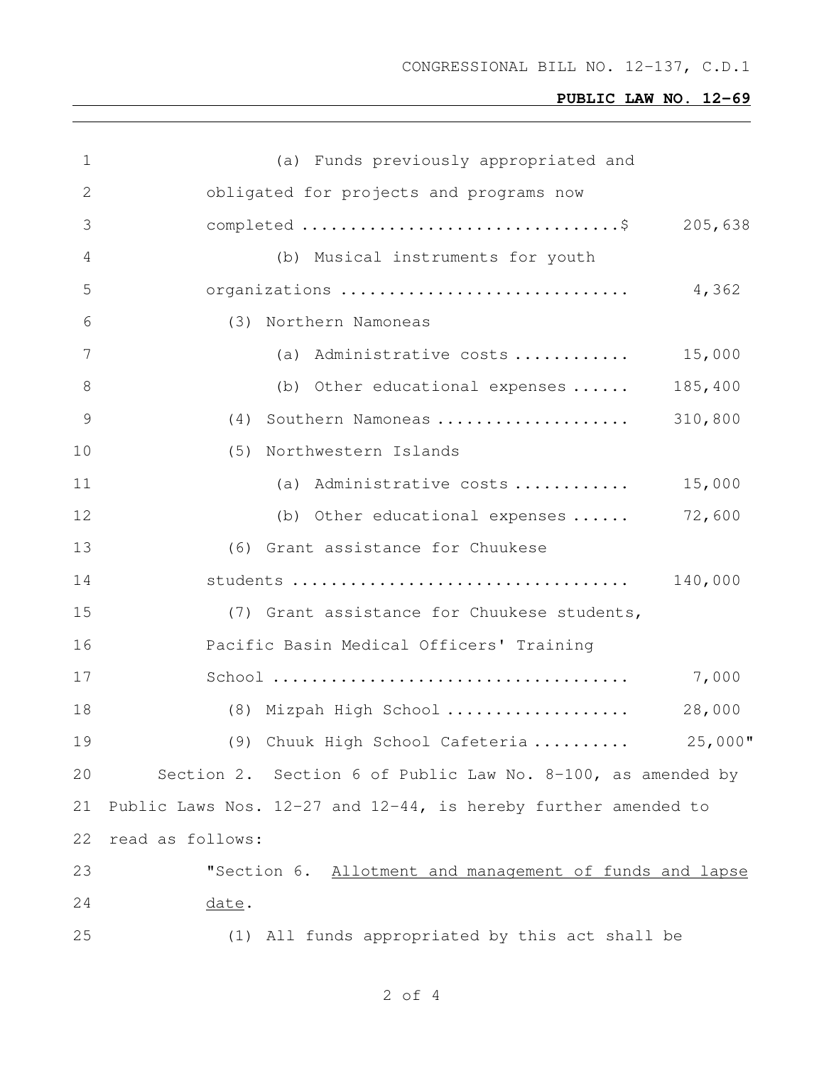(a) Funds previously appropriated and obligated for projects and programs now completed ................................$ 205,638

(b) Musical instruments for youth organizations ............................. 4,362

(3) Northern Namoneas

(a) Administrative costs ............ 15,000

(b) Other educational expenses ...... 185,400

(4) Southern Namoneas .................... 310,800

(5) Northwestern Islands

(a) Administrative costs ............ 15,000

(b) Other educational expenses ...... 72,600

(6) Grant assistance for Chuukese students .................................. 140,000

(7) Grant assistance for Chuukese students, Pacific Basin Medical Officers' Training School .................................... 7,000

(8) Mizpah High School .................. 28,000

(9) Chuuk High School Cafeteria .......... 25,000"

Section 2. Section 6 of Public Law No. 8-100, as amended by Public Laws Nos. 12-27 and 12-44, is hereby further amended to read as follows:

"Section 6. Allotment and management of funds and lapse date.

(1) All funds appropriated by this act shall be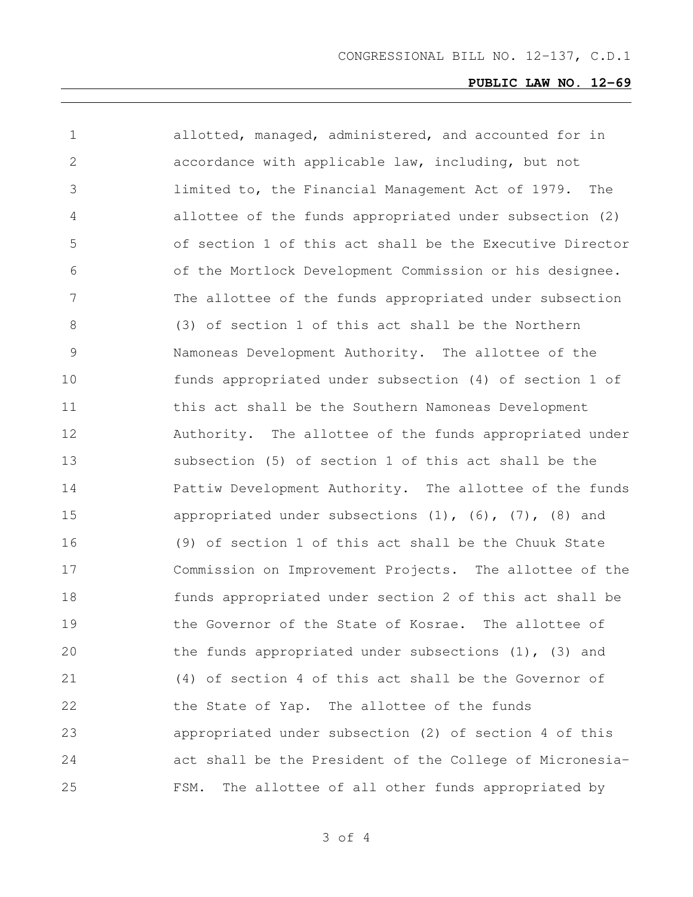allotted, managed, administered, and accounted for in accordance with applicable law, including, but not limited to, the Financial Management Act of 1979. The allottee of the funds appropriated under subsection (2) of section 1 of this act shall be the Executive Director of the Mortlock Development Commission or his designee. The allottee of the funds appropriated under subsection (3) of section 1 of this act shall be the Northern Namoneas Development Authority. The allottee of the funds appropriated under subsection (4) of section 1 of this act shall be the Southern Namoneas Development Authority. The allottee of the funds appropriated under subsection (5) of section 1 of this act shall be the Pattiw Development Authority. The allottee of the funds appropriated under subsections (1), (6), (7), (8) and (9) of section 1 of this act shall be the Chuuk State Commission on Improvement Projects. The allottee of the funds appropriated under section 2 of this act shall be the Governor of the State of Kosrae. The allottee of the funds appropriated under subsections (1), (3) and (4) of section 4 of this act shall be the Governor of the State of Yap. The allottee of the funds appropriated under subsection (2) of section 4 of this act shall be the President of the College of Micronesia-FSM. The allottee of all other funds appropriated by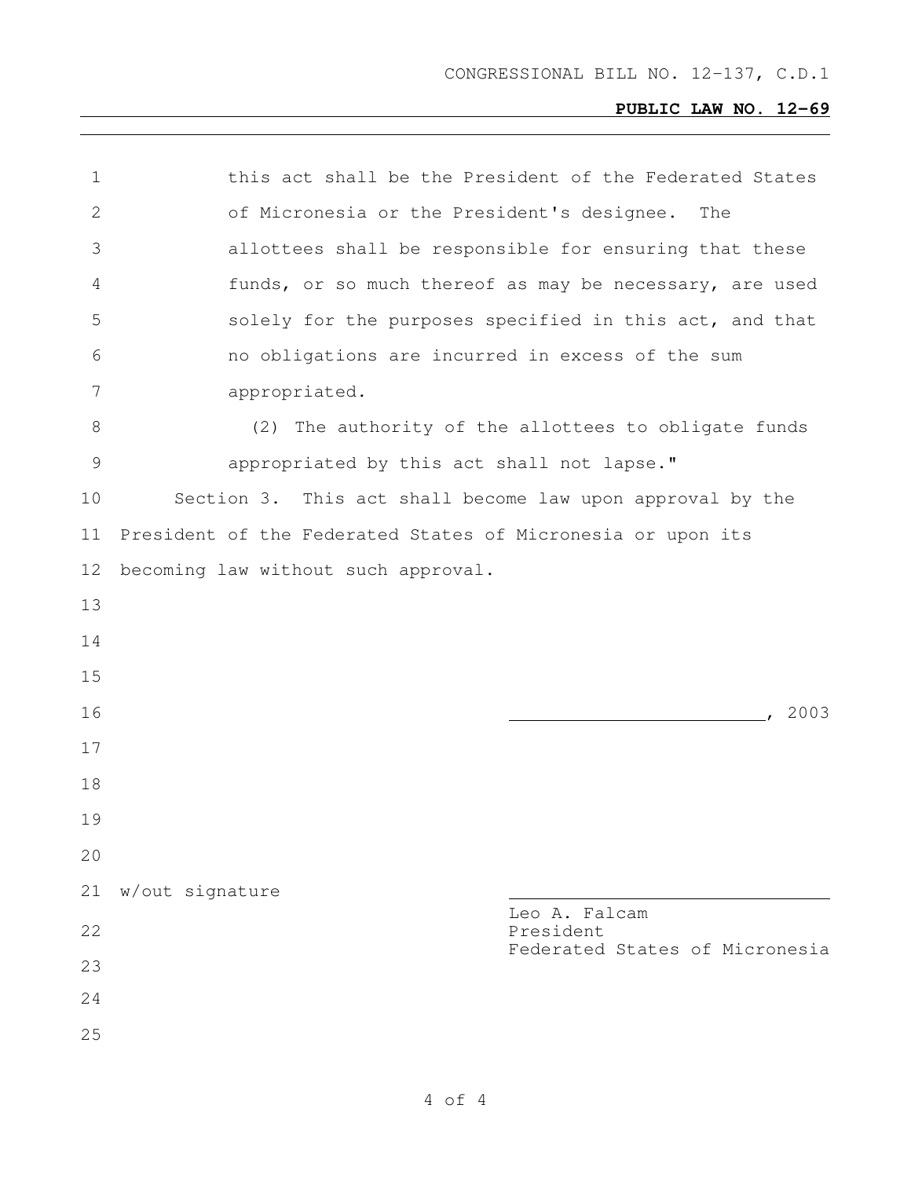this act shall be the President of the Federated States of Micronesia or the President's designee. The allottees shall be responsible for ensuring that these funds, or so much thereof as may be necessary, are used solely for the purposes specified in this act, and that no obligations are incurred in excess of the sum appropriated.

(2) The authority of the allottees to obligate funds appropriated by this act shall not lapse."

Section 3. This act shall become law upon approval by the President of the Federated States of Micronesia or upon its becoming law without such approval.

\_\_\_\_\_\_\_\_\_\_\_\_\_\_\_\_\_\_\_\_\_\_\_\_\_\_, 2003

w/out signature

\_\_\_\_\_\_\_\_\_\_\_\_\_\_\_\_\_\_\_\_\_\_\_\_\_\_\_\_\_\_\_\_\_\_\_\_

Leo A. Falcam
President
Federated States of Micronesia